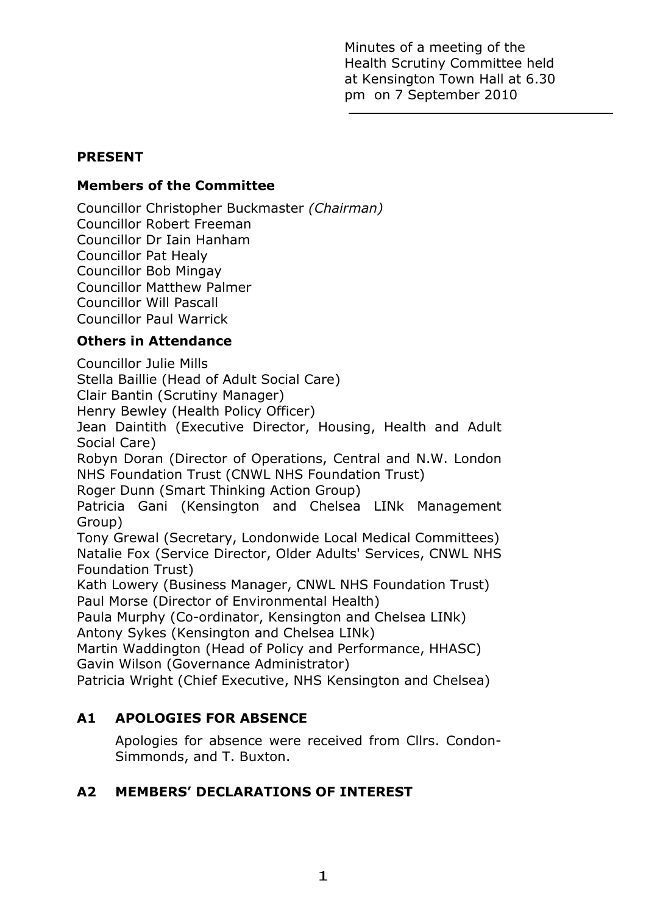Minutes of a meeting of the Health Scrutiny Committee held at Kensington Town Hall at 6.30 pm on 7 September 2010

---

**PRESENT**

**Members of the Committee**

Councillor Christopher Buckmaster *(Chairman)*
Councillor Robert Freeman
Councillor Dr Iain Hanham
Councillor Pat Healy
Councillor Bob Mingay
Councillor Matthew Palmer
Councillor Will Pascall
Councillor Paul Warrick

**Others in Attendance**

Councillor Julie Mills
Stella Baillie (Head of Adult Social Care)
Clair Bantin (Scrutiny Manager)
Henry Bewley (Health Policy Officer)
Jean Daintith (Executive Director, Housing, Health and Adult Social Care)
Robyn Doran (Director of Operations, Central and N.W. London NHS Foundation Trust (CNWL NHS Foundation Trust)
Roger Dunn (Smart Thinking Action Group)
Patricia Gani (Kensington and Chelsea LINk Management Group)
Tony Grewal (Secretary, Londonwide Local Medical Committees)
Natalie Fox (Service Director, Older Adults' Services, CNWL NHS Foundation Trust)
Kath Lowery (Business Manager, CNWL NHS Foundation Trust)
Paul Morse (Director of Environmental Health)
Paula Murphy (Co-ordinator, Kensington and Chelsea LINk)
Antony Sykes (Kensington and Chelsea LINk)
Martin Waddington (Head of Policy and Performance, HHASC)
Gavin Wilson (Governance Administrator)
Patricia Wright (Chief Executive, NHS Kensington and Chelsea)

## A1 APOLOGIES FOR ABSENCE

Apologies for absence were received from Cllrs. Condon-Simmonds, and T. Buxton.

## A2 MEMBERS' DECLARATIONS OF INTEREST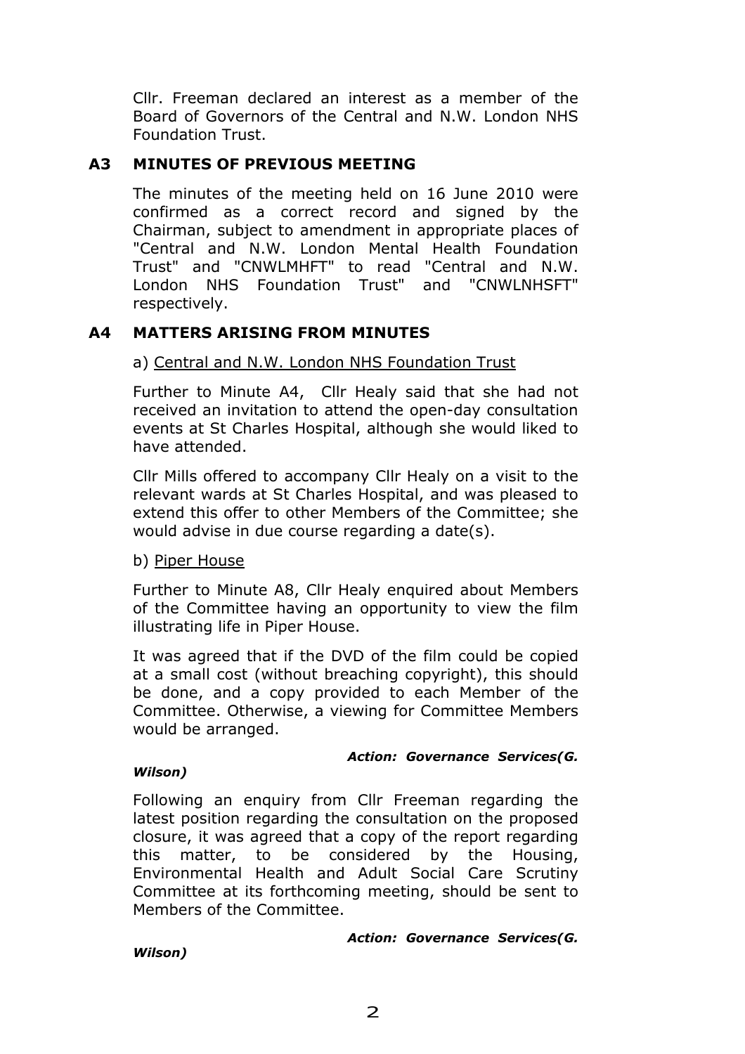Cllr. Freeman declared an interest as a member of the Board of Governors of the Central and N.W. London NHS Foundation Trust.

## A3 MINUTES OF PREVIOUS MEETING

The minutes of the meeting held on 16 June 2010 were confirmed as a correct record and signed by the Chairman, subject to amendment in appropriate places of "Central and N.W. London Mental Health Foundation Trust" and "CNWLMHFT" to read "Central and N.W. London NHS Foundation Trust" and "CNWLNHSFT" respectively.

## A4 MATTERS ARISING FROM MINUTES

a) Central and N.W. London NHS Foundation Trust

Further to Minute A4, Cllr Healy said that she had not received an invitation to attend the open-day consultation events at St Charles Hospital, although she would liked to have attended.

Cllr Mills offered to accompany Cllr Healy on a visit to the relevant wards at St Charles Hospital, and was pleased to extend this offer to other Members of the Committee; she would advise in due course regarding a date(s).

b) Piper House

Further to Minute A8, Cllr Healy enquired about Members of the Committee having an opportunity to view the film illustrating life in Piper House.

It was agreed that if the DVD of the film could be copied at a small cost (without breaching copyright), this should be done, and a copy provided to each Member of the Committee. Otherwise, a viewing for Committee Members would be arranged.

***Action: Governance Services(G. Wilson)***

Following an enquiry from Cllr Freeman regarding the latest position regarding the consultation on the proposed closure, it was agreed that a copy of the report regarding this matter, to be considered by the Housing, Environmental Health and Adult Social Care Scrutiny Committee at its forthcoming meeting, should be sent to Members of the Committee.

***Action: Governance Services(G. Wilson)***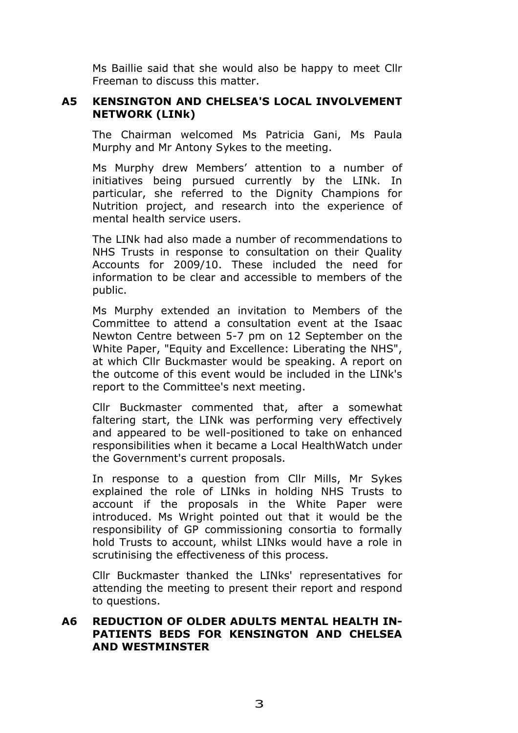Ms Baillie said that she would also be happy to meet Cllr Freeman to discuss this matter.

## A5 KENSINGTON AND CHELSEA'S LOCAL INVOLVEMENT NETWORK (LINk)

The Chairman welcomed Ms Patricia Gani, Ms Paula Murphy and Mr Antony Sykes to the meeting.

Ms Murphy drew Members' attention to a number of initiatives being pursued currently by the LINk. In particular, she referred to the Dignity Champions for Nutrition project, and research into the experience of mental health service users.

The LINk had also made a number of recommendations to NHS Trusts in response to consultation on their Quality Accounts for 2009/10. These included the need for information to be clear and accessible to members of the public.

Ms Murphy extended an invitation to Members of the Committee to attend a consultation event at the Isaac Newton Centre between 5-7 pm on 12 September on the White Paper, "Equity and Excellence: Liberating the NHS", at which Cllr Buckmaster would be speaking. A report on the outcome of this event would be included in the LINk's report to the Committee's next meeting.

Cllr Buckmaster commented that, after a somewhat faltering start, the LINk was performing very effectively and appeared to be well-positioned to take on enhanced responsibilities when it became a Local HealthWatch under the Government's current proposals.

In response to a question from Cllr Mills, Mr Sykes explained the role of LINks in holding NHS Trusts to account if the proposals in the White Paper were introduced. Ms Wright pointed out that it would be the responsibility of GP commissioning consortia to formally hold Trusts to account, whilst LINks would have a role in scrutinising the effectiveness of this process.

Cllr Buckmaster thanked the LINks' representatives for attending the meeting to present their report and respond to questions.

## A6 REDUCTION OF OLDER ADULTS MENTAL HEALTH IN-PATIENTS BEDS FOR KENSINGTON AND CHELSEA AND WESTMINSTER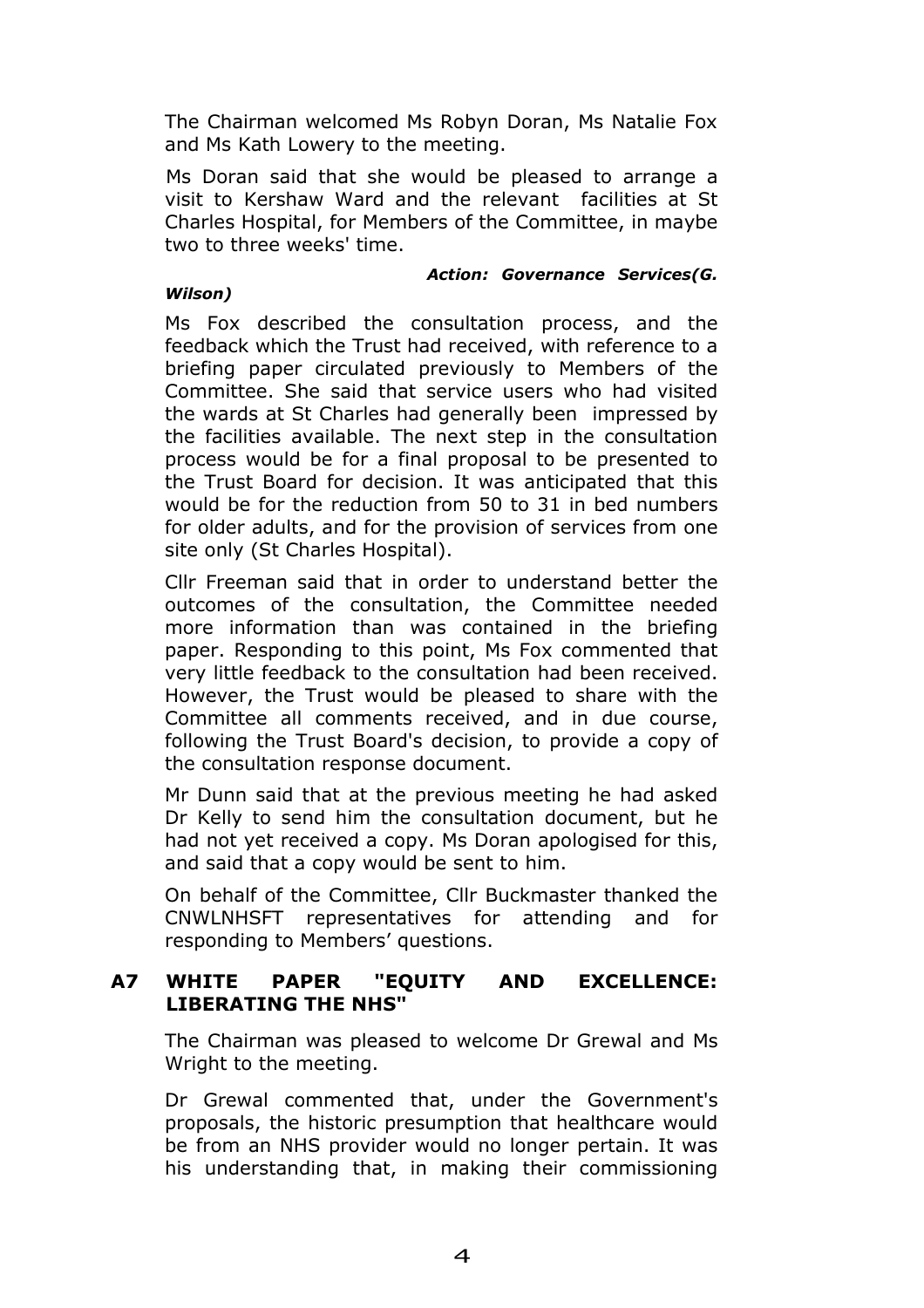The Chairman welcomed Ms Robyn Doran, Ms Natalie Fox and Ms Kath Lowery to the meeting.

Ms Doran said that she would be pleased to arrange a visit to Kershaw Ward and the relevant facilities at St Charles Hospital, for Members of the Committee, in maybe two to three weeks' time.

***Action: Governance Services(G. Wilson)***

Ms Fox described the consultation process, and the feedback which the Trust had received, with reference to a briefing paper circulated previously to Members of the Committee. She said that service users who had visited the wards at St Charles had generally been impressed by the facilities available. The next step in the consultation process would be for a final proposal to be presented to the Trust Board for decision. It was anticipated that this would be for the reduction from 50 to 31 in bed numbers for older adults, and for the provision of services from one site only (St Charles Hospital).

Cllr Freeman said that in order to understand better the outcomes of the consultation, the Committee needed more information than was contained in the briefing paper. Responding to this point, Ms Fox commented that very little feedback to the consultation had been received. However, the Trust would be pleased to share with the Committee all comments received, and in due course, following the Trust Board's decision, to provide a copy of the consultation response document.

Mr Dunn said that at the previous meeting he had asked Dr Kelly to send him the consultation document, but he had not yet received a copy. Ms Doran apologised for this, and said that a copy would be sent to him.

On behalf of the Committee, Cllr Buckmaster thanked the CNWLNHSFT representatives for attending and for responding to Members' questions.

## A7 WHITE PAPER "EQUITY AND EXCELLENCE: LIBERATING THE NHS"

The Chairman was pleased to welcome Dr Grewal and Ms Wright to the meeting.

Dr Grewal commented that, under the Government's proposals, the historic presumption that healthcare would be from an NHS provider would no longer pertain. It was his understanding that, in making their commissioning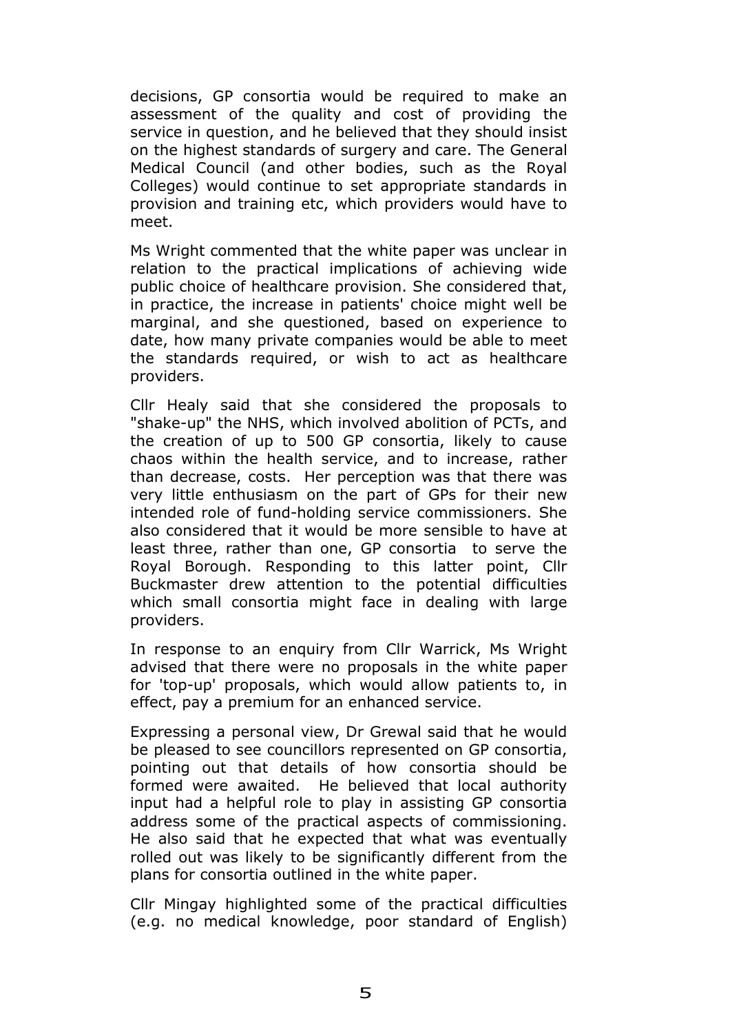decisions, GP consortia would be required to make an assessment of the quality and cost of providing the service in question, and he believed that they should insist on the highest standards of surgery and care. The General Medical Council (and other bodies, such as the Royal Colleges) would continue to set appropriate standards in provision and training etc, which providers would have to meet.

Ms Wright commented that the white paper was unclear in relation to the practical implications of achieving wide public choice of healthcare provision. She considered that, in practice, the increase in patients' choice might well be marginal, and she questioned, based on experience to date, how many private companies would be able to meet the standards required, or wish to act as healthcare providers.

Cllr Healy said that she considered the proposals to "shake-up" the NHS, which involved abolition of PCTs, and the creation of up to 500 GP consortia, likely to cause chaos within the health service, and to increase, rather than decrease, costs. Her perception was that there was very little enthusiasm on the part of GPs for their new intended role of fund-holding service commissioners. She also considered that it would be more sensible to have at least three, rather than one, GP consortia to serve the Royal Borough. Responding to this latter point, Cllr Buckmaster drew attention to the potential difficulties which small consortia might face in dealing with large providers.

In response to an enquiry from Cllr Warrick, Ms Wright advised that there were no proposals in the white paper for 'top-up' proposals, which would allow patients to, in effect, pay a premium for an enhanced service.

Expressing a personal view, Dr Grewal said that he would be pleased to see councillors represented on GP consortia, pointing out that details of how consortia should be formed were awaited. He believed that local authority input had a helpful role to play in assisting GP consortia address some of the practical aspects of commissioning. He also said that he expected that what was eventually rolled out was likely to be significantly different from the plans for consortia outlined in the white paper.

Cllr Mingay highlighted some of the practical difficulties (e.g. no medical knowledge, poor standard of English)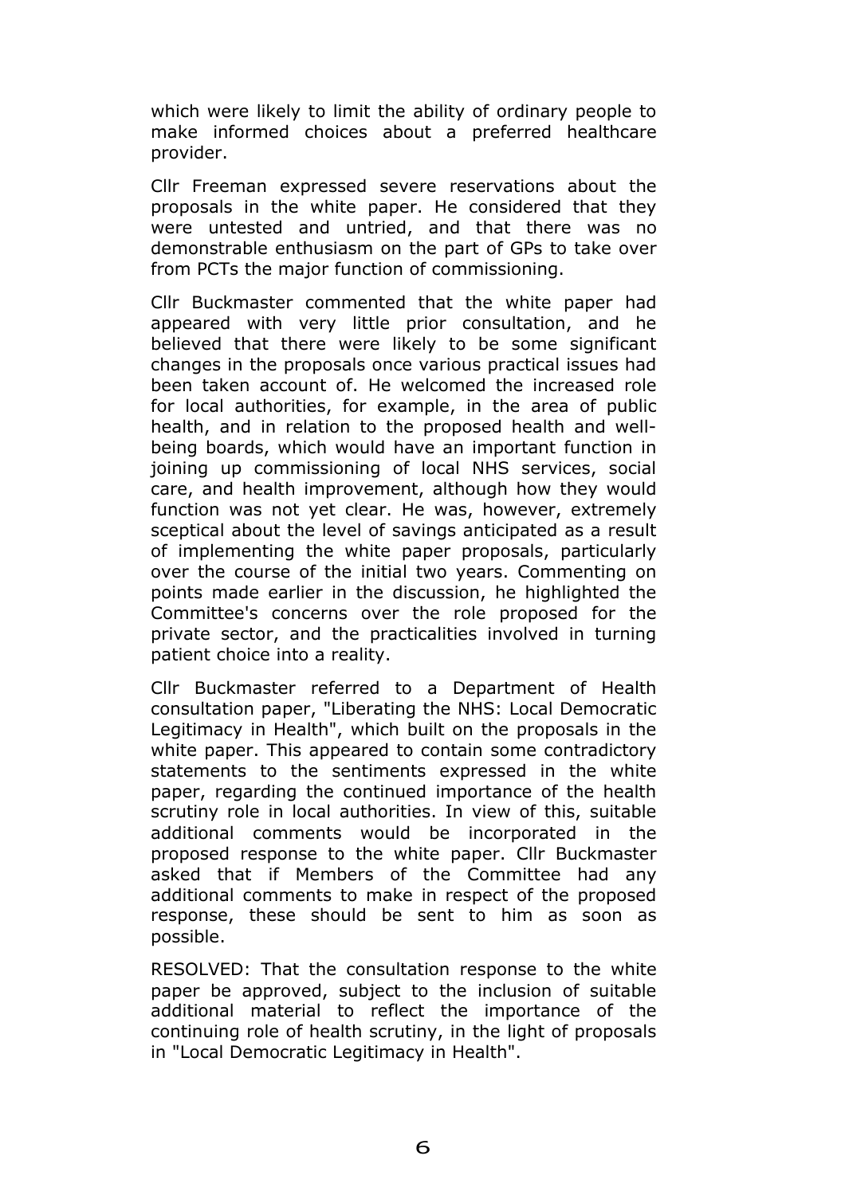which were likely to limit the ability of ordinary people to make informed choices about a preferred healthcare provider.

Cllr Freeman expressed severe reservations about the proposals in the white paper. He considered that they were untested and untried, and that there was no demonstrable enthusiasm on the part of GPs to take over from PCTs the major function of commissioning.

Cllr Buckmaster commented that the white paper had appeared with very little prior consultation, and he believed that there were likely to be some significant changes in the proposals once various practical issues had been taken account of. He welcomed the increased role for local authorities, for example, in the area of public health, and in relation to the proposed health and well-being boards, which would have an important function in joining up commissioning of local NHS services, social care, and health improvement, although how they would function was not yet clear. He was, however, extremely sceptical about the level of savings anticipated as a result of implementing the white paper proposals, particularly over the course of the initial two years. Commenting on points made earlier in the discussion, he highlighted the Committee's concerns over the role proposed for the private sector, and the practicalities involved in turning patient choice into a reality.

Cllr Buckmaster referred to a Department of Health consultation paper, "Liberating the NHS: Local Democratic Legitimacy in Health", which built on the proposals in the white paper. This appeared to contain some contradictory statements to the sentiments expressed in the white paper, regarding the continued importance of the health scrutiny role in local authorities. In view of this, suitable additional comments would be incorporated in the proposed response to the white paper. Cllr Buckmaster asked that if Members of the Committee had any additional comments to make in respect of the proposed response, these should be sent to him as soon as possible.

RESOLVED: That the consultation response to the white paper be approved, subject to the inclusion of suitable additional material to reflect the importance of the continuing role of health scrutiny, in the light of proposals in "Local Democratic Legitimacy in Health".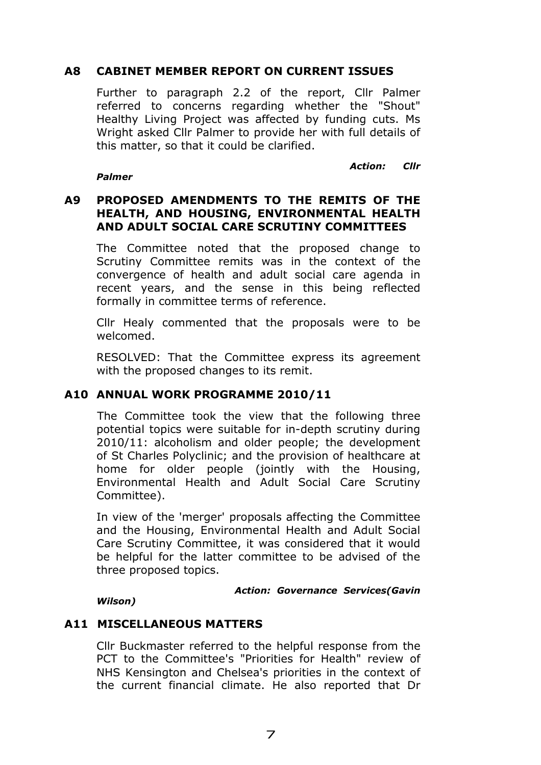## A8 CABINET MEMBER REPORT ON CURRENT ISSUES

Further to paragraph 2.2 of the report, Cllr Palmer referred to concerns regarding whether the "Shout" Healthy Living Project was affected by funding cuts. Ms Wright asked Cllr Palmer to provide her with full details of this matter, so that it could be clarified.

***Action: Cllr Palmer***

## A9 PROPOSED AMENDMENTS TO THE REMITS OF THE HEALTH, AND HOUSING, ENVIRONMENTAL HEALTH AND ADULT SOCIAL CARE SCRUTINY COMMITTEES

The Committee noted that the proposed change to Scrutiny Committee remits was in the context of the convergence of health and adult social care agenda in recent years, and the sense in this being reflected formally in committee terms of reference.

Cllr Healy commented that the proposals were to be welcomed.

RESOLVED: That the Committee express its agreement with the proposed changes to its remit.

## A10 ANNUAL WORK PROGRAMME 2010/11

The Committee took the view that the following three potential topics were suitable for in-depth scrutiny during 2010/11: alcoholism and older people; the development of St Charles Polyclinic; and the provision of healthcare at home for older people (jointly with the Housing, Environmental Health and Adult Social Care Scrutiny Committee).

In view of the 'merger' proposals affecting the Committee and the Housing, Environmental Health and Adult Social Care Scrutiny Committee, it was considered that it would be helpful for the latter committee to be advised of the three proposed topics.

***Action: Governance Services(Gavin Wilson)***

## A11 MISCELLANEOUS MATTERS

Cllr Buckmaster referred to the helpful response from the PCT to the Committee's "Priorities for Health" review of NHS Kensington and Chelsea's priorities in the context of the current financial climate. He also reported that Dr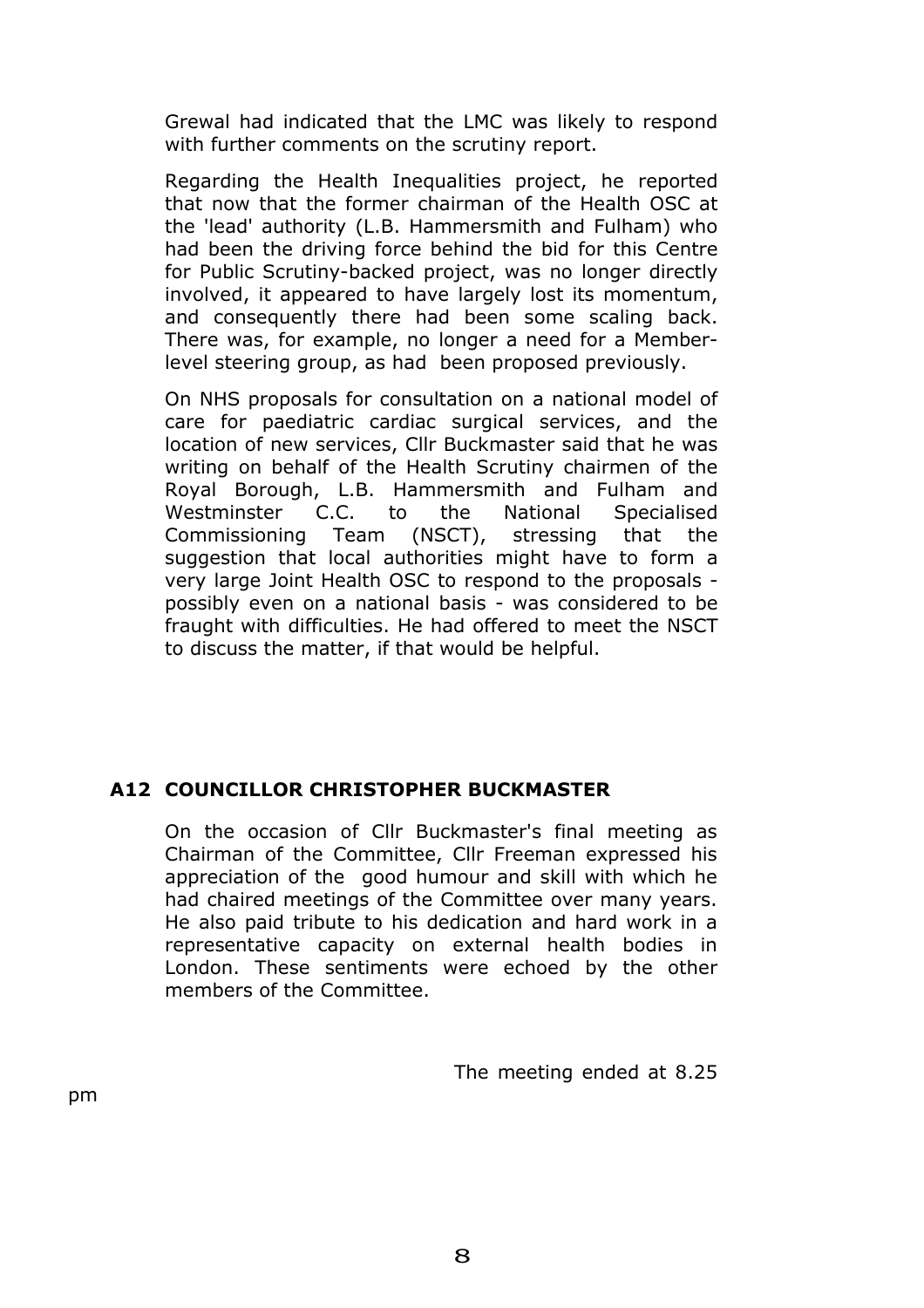Grewal had indicated that the LMC was likely to respond with further comments on the scrutiny report.

Regarding the Health Inequalities project, he reported that now that the former chairman of the Health OSC at the 'lead' authority (L.B. Hammersmith and Fulham) who had been the driving force behind the bid for this Centre for Public Scrutiny-backed project, was no longer directly involved, it appeared to have largely lost its momentum, and consequently there had been some scaling back. There was, for example, no longer a need for a Member-level steering group, as had been proposed previously.

On NHS proposals for consultation on a national model of care for paediatric cardiac surgical services, and the location of new services, Cllr Buckmaster said that he was writing on behalf of the Health Scrutiny chairmen of the Royal Borough, L.B. Hammersmith and Fulham and Westminster C.C. to the National Specialised Commissioning Team (NSCT), stressing that the suggestion that local authorities might have to form a very large Joint Health OSC to respond to the proposals - possibly even on a national basis - was considered to be fraught with difficulties. He had offered to meet the NSCT to discuss the matter, if that would be helpful.

## A12 COUNCILLOR CHRISTOPHER BUCKMASTER

On the occasion of Cllr Buckmaster's final meeting as Chairman of the Committee, Cllr Freeman expressed his appreciation of the good humour and skill with which he had chaired meetings of the Committee over many years. He also paid tribute to his dedication and hard work in a representative capacity on external health bodies in London. These sentiments were echoed by the other members of the Committee.

The meeting ended at 8.25 pm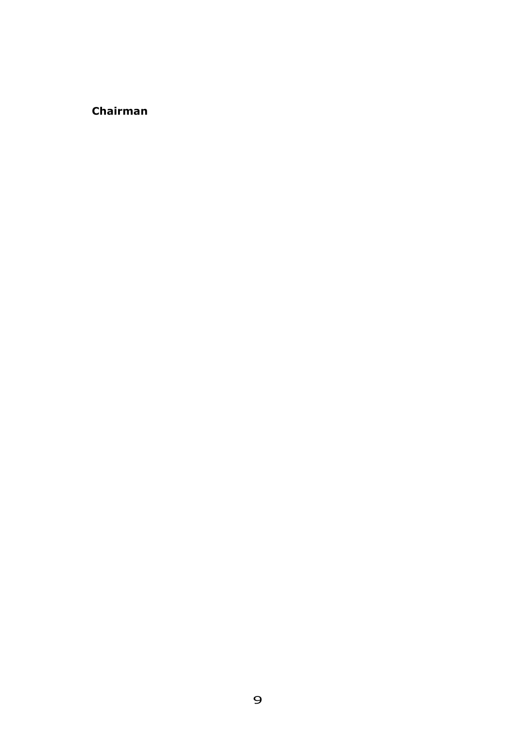**Chairman**